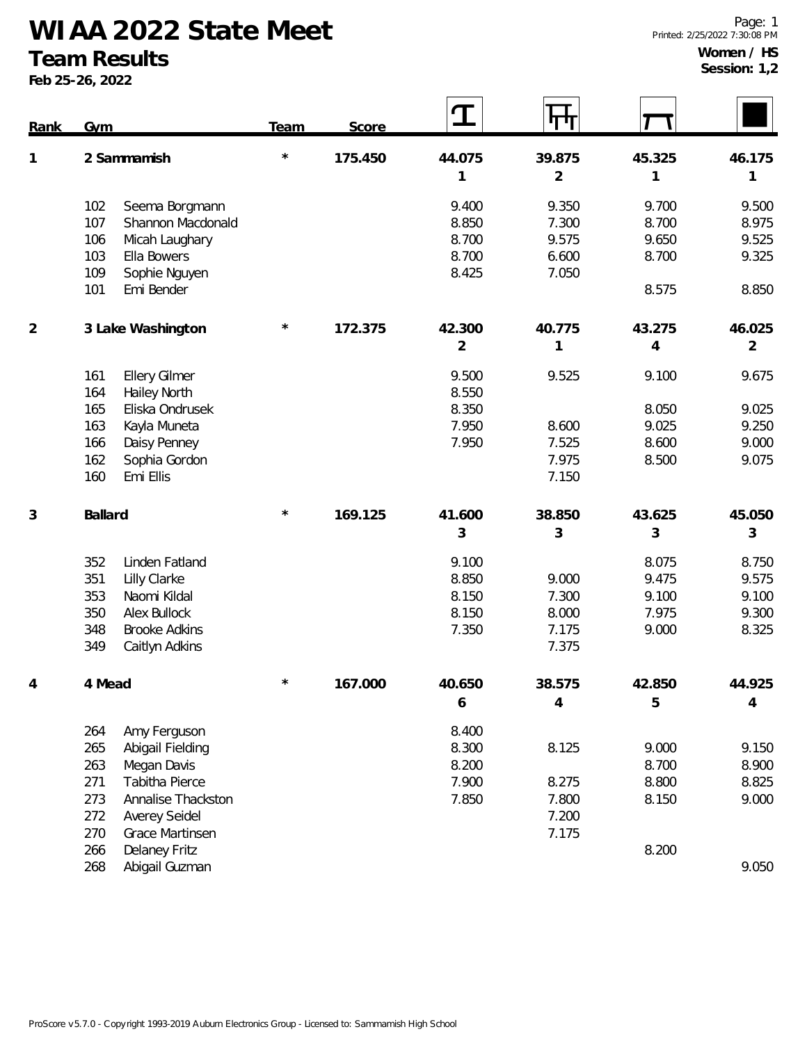# WIAA 2022 State Meet

## Team Results

**Feb 25-26, 2022**

Page: 1
Printed: 2/25/2022 7:30:08 PM

**Women / HS**
**Session: 1,2**

| Rank | Gym | | Team | Score | Vault | Bars | Beam | Floor |
|---|---|---|---|---|---|---|---|---|
| 1 | 2 Sammamish | | * | 175.450 | 44.075 | 39.875 | 45.325 | 46.175 |
| | | | | | 1 | 2 | 1 | 1 |
| | 102 | Seema Borgmann | | | 9.400 | 9.350 | 9.700 | 9.500 |
| | 107 | Shannon Macdonald | | | 8.850 | 7.300 | 8.700 | 8.975 |
| | 106 | Micah Laughary | | | 8.700 | 9.575 | 9.650 | 9.525 |
| | 103 | Ella Bowers | | | 8.700 | 6.600 | 8.700 | 9.325 |
| | 109 | Sophie Nguyen | | | 8.425 | 7.050 | | |
| | 101 | Emi Bender | | | | | 8.575 | 8.850 |
| 2 | 3 Lake Washington | | * | 172.375 | 42.300 | 40.775 | 43.275 | 46.025 |
| | | | | | 2 | 1 | 4 | 2 |
| | 161 | Ellery Gilmer | | | 9.500 | 9.525 | 9.100 | 9.675 |
| | 164 | Hailey North | | | 8.550 | | | |
| | 165 | Eliska Ondrusek | | | 8.350 | | 8.050 | 9.025 |
| | 163 | Kayla Muneta | | | 7.950 | 8.600 | 9.025 | 9.250 |
| | 166 | Daisy Penney | | | 7.950 | 7.525 | 8.600 | 9.000 |
| | 162 | Sophia Gordon | | | | 7.975 | 8.500 | 9.075 |
| | 160 | Emi Ellis | | | | 7.150 | | |
| 3 | Ballard | | * | 169.125 | 41.600 | 38.850 | 43.625 | 45.050 |
| | | | | | 3 | 3 | 3 | 3 |
| | 352 | Linden Fatland | | | 9.100 | | 8.075 | 8.750 |
| | 351 | Lilly Clarke | | | 8.850 | 9.000 | 9.475 | 9.575 |
| | 353 | Naomi Kildal | | | 8.150 | 7.300 | 9.100 | 9.100 |
| | 350 | Alex Bullock | | | 8.150 | 8.000 | 7.975 | 9.300 |
| | 348 | Brooke Adkins | | | 7.350 | 7.175 | 9.000 | 8.325 |
| | 349 | Caitlyn Adkins | | | | 7.375 | | |
| 4 | 4 Mead | | * | 167.000 | 40.650 | 38.575 | 42.850 | 44.925 |
| | | | | | 6 | 4 | 5 | 4 |
| | 264 | Amy Ferguson | | | 8.400 | | | |
| | 265 | Abigail Fielding | | | 8.300 | 8.125 | 9.000 | 9.150 |
| | 263 | Megan Davis | | | 8.200 | | 8.700 | 8.900 |
| | 271 | Tabitha Pierce | | | 7.900 | 8.275 | 8.800 | 8.825 |
| | 273 | Annalise Thackston | | | 7.850 | 7.800 | 8.150 | 9.000 |
| | 272 | Averey Seidel | | | | 7.200 | | |
| | 270 | Grace Martinsen | | | | 7.175 | | |
| | 266 | Delaney Fritz | | | | | 8.200 | |
| | 268 | Abigail Guzman | | | | | | 9.050 |

ProScore v5.7.0 - Copyright 1993-2019 Auburn Electronics Group - Licensed to: Sammamish High School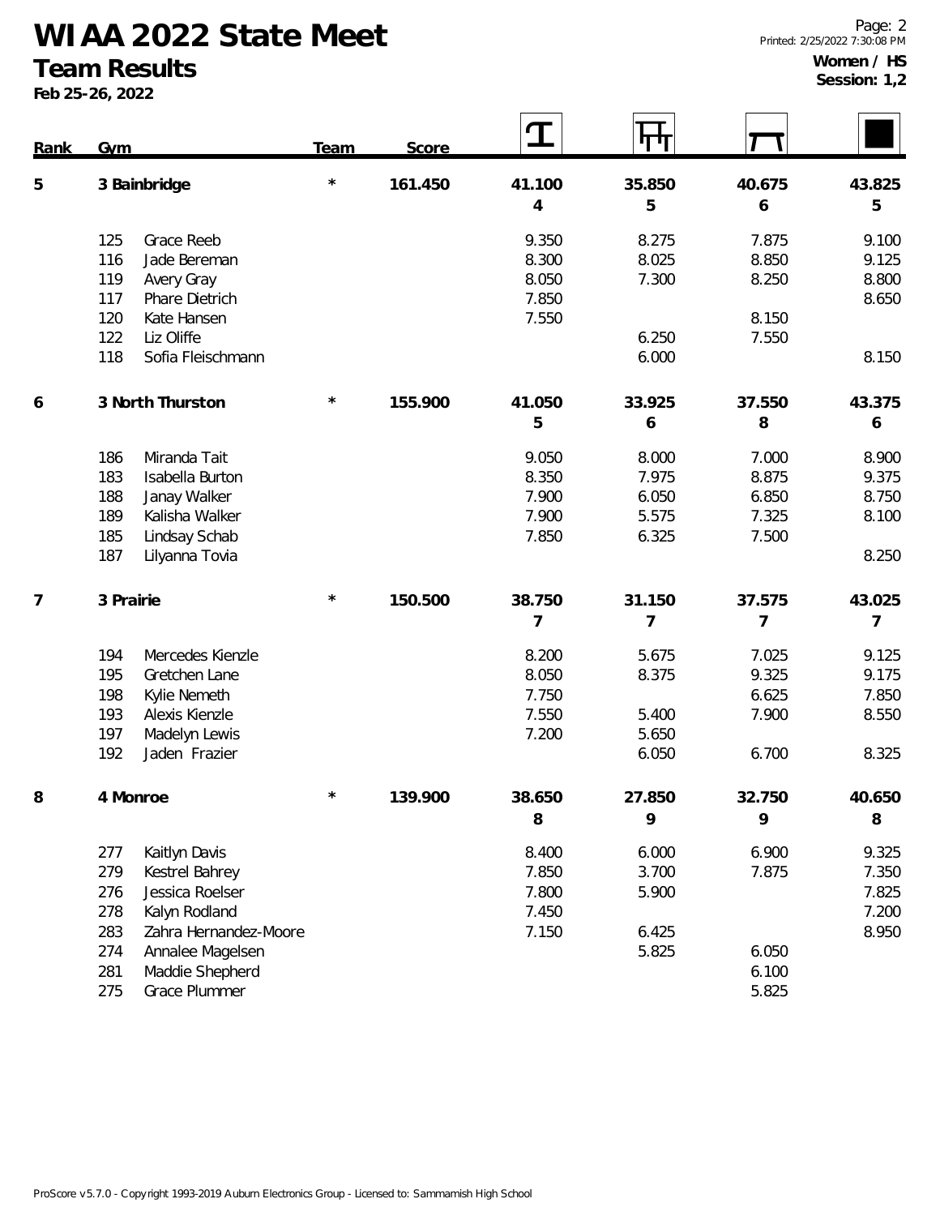# WIAA 2022 State Meet

## Team Results

**Feb 25-26, 2022**

Printed: 2/25/2022 7:30:08 PM

**Women / HS**
**Session: 1,2**

| Rank | Gym | | Team | Score | Vault | Bars | Beam | Floor |
|---|---|---|---|---|---|---|---|---|
| 5 | 3 Bainbridge | | * | 161.450 | 41.100 | 35.850 | 40.675 | 43.825 |
| | | | | | 4 | 5 | 6 | 5 |
| | 125 | Grace Reeb | | | 9.350 | 8.275 | 7.875 | 9.100 |
| | 116 | Jade Bereman | | | 8.300 | 8.025 | 8.850 | 9.125 |
| | 119 | Avery Gray | | | 8.050 | 7.300 | 8.250 | 8.800 |
| | 117 | Phare Dietrich | | | 7.850 | | | 8.650 |
| | 120 | Kate Hansen | | | 7.550 | | 8.150 | |
| | 122 | Liz Oliffe | | | | 6.250 | 7.550 | |
| | 118 | Sofia Fleischmann | | | | 6.000 | | 8.150 |
| 6 | 3 North Thurston | | * | 155.900 | 41.050 | 33.925 | 37.550 | 43.375 |
| | | | | | 5 | 6 | 8 | 6 |
| | 186 | Miranda Tait | | | 9.050 | 8.000 | 7.000 | 8.900 |
| | 183 | Isabella Burton | | | 8.350 | 7.975 | 8.875 | 9.375 |
| | 188 | Janay Walker | | | 7.900 | 6.050 | 6.850 | 8.750 |
| | 189 | Kalisha Walker | | | 7.900 | 5.575 | 7.325 | 8.100 |
| | 185 | Lindsay Schab | | | 7.850 | 6.325 | 7.500 | |
| | 187 | Lilyanna Tovia | | | | | | 8.250 |
| 7 | 3 Prairie | | * | 150.500 | 38.750 | 31.150 | 37.575 | 43.025 |
| | | | | | 7 | 7 | 7 | 7 |
| | 194 | Mercedes Kienzle | | | 8.200 | 5.675 | 7.025 | 9.125 |
| | 195 | Gretchen Lane | | | 8.050 | 8.375 | 9.325 | 9.175 |
| | 198 | Kylie Nemeth | | | 7.750 | | 6.625 | 7.850 |
| | 193 | Alexis Kienzle | | | 7.550 | 5.400 | 7.900 | 8.550 |
| | 197 | Madelyn Lewis | | | 7.200 | 5.650 | | |
| | 192 | Jaden Frazier | | | | 6.050 | 6.700 | 8.325 |
| 8 | 4 Monroe | | * | 139.900 | 38.650 | 27.850 | 32.750 | 40.650 |
| | | | | | 8 | 9 | 9 | 8 |
| | 277 | Kaitlyn Davis | | | 8.400 | 6.000 | 6.900 | 9.325 |
| | 279 | Kestrel Bahrey | | | 7.850 | 3.700 | 7.875 | 7.350 |
| | 276 | Jessica Roelser | | | 7.800 | 5.900 | | 7.825 |
| | 278 | Kalyn Rodland | | | 7.450 | | | 7.200 |
| | 283 | Zahra Hernandez-Moore | | | 7.150 | 6.425 | | 8.950 |
| | 274 | Annalee Magelsen | | | | 5.825 | 6.050 | |
| | 281 | Maddie Shepherd | | | | | 6.100 | |
| | 275 | Grace Plummer | | | | | 5.825 | |

ProScore v5.7.0 - Copyright 1993-2019 Auburn Electronics Group - Licensed to: Sammamish High School